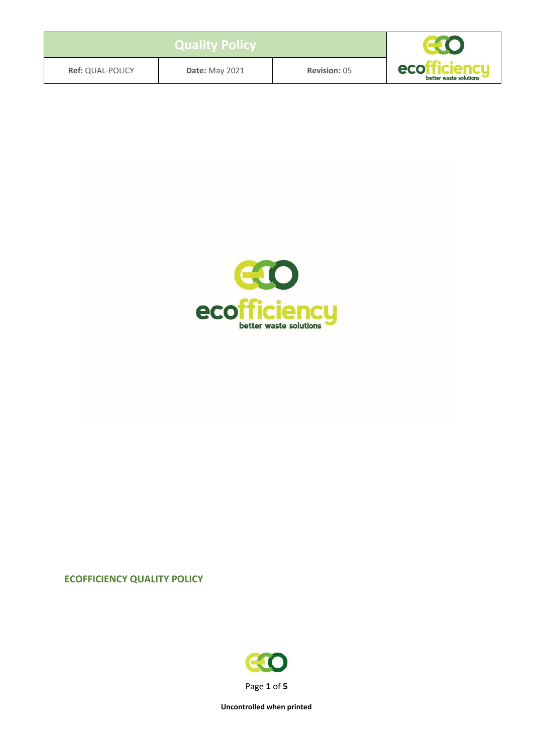| Quality Policy | | |
|---|---|---|
| **Ref:** QUAL-POLICY | **Date:** May 2021 | **Revision:** 05 |

**ECOFFICIENCY QUALITY POLICY**

**Uncontrolled when printed**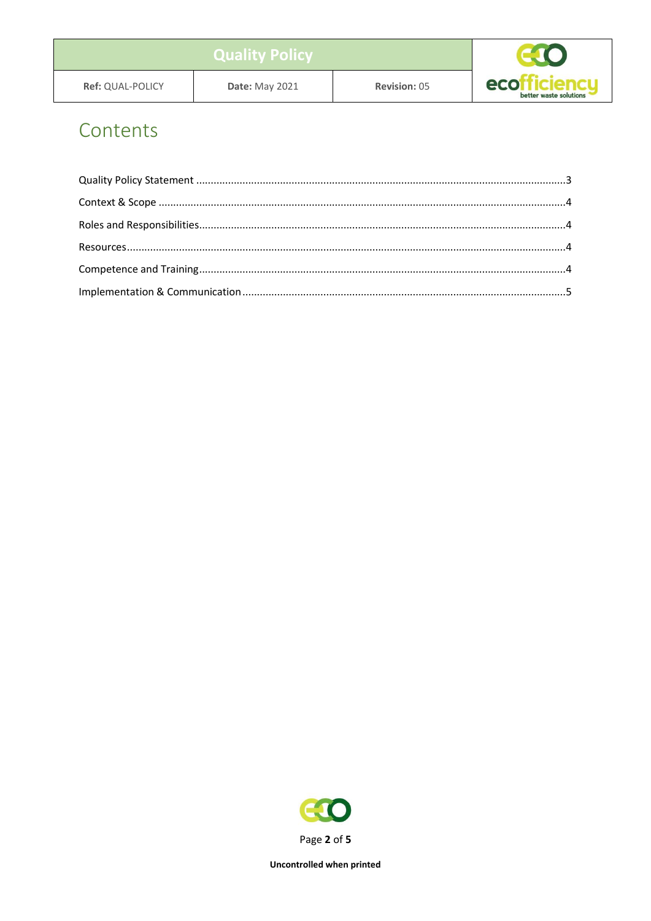# Contents

Quality Policy Statement ..... 3

Context & Scope ..... 4

Roles and Responsibilities ..... 4

Resources ..... 4

Competence and Training ..... 4

Implementation & Communication ..... 5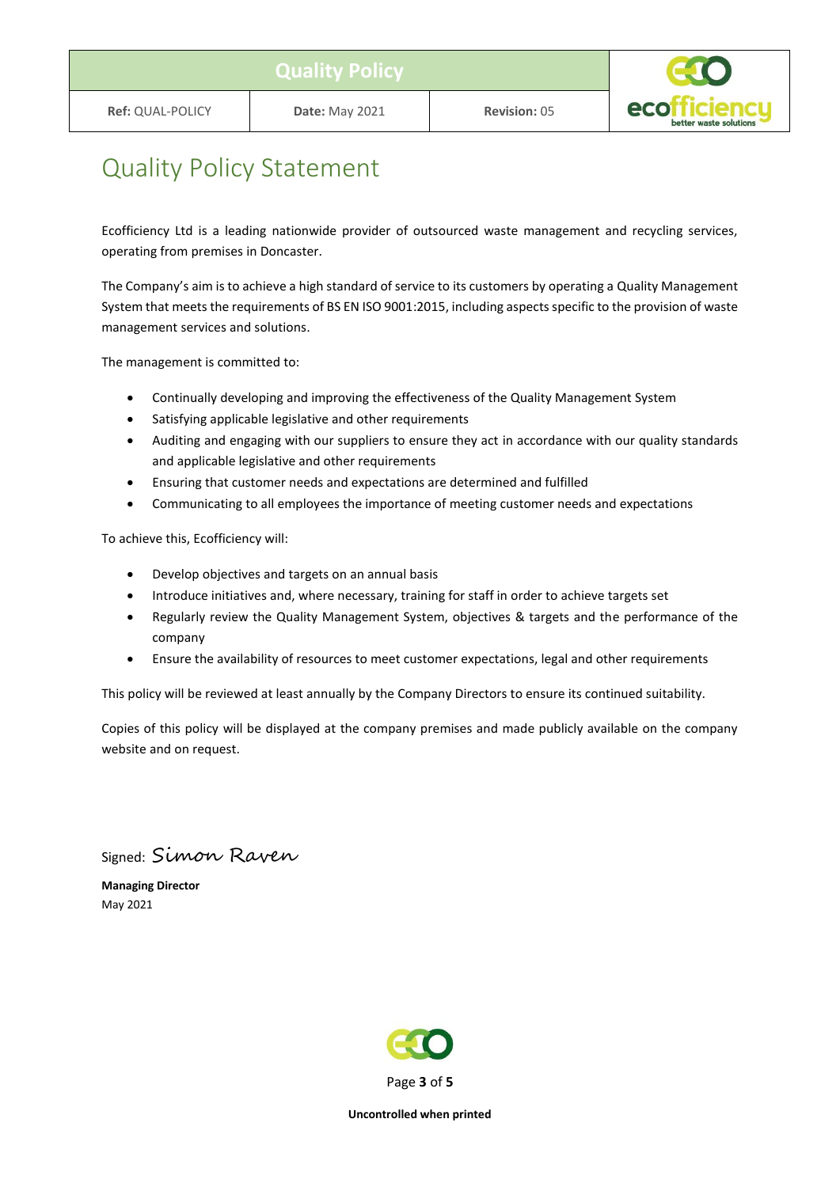| Quality Policy | | |
|---|---|---|
| **Ref:** QUAL-POLICY | **Date:** May 2021 | **Revision:** 05 |

# Quality Policy Statement

Ecofficiency Ltd is a leading nationwide provider of outsourced waste management and recycling services, operating from premises in Doncaster.

The Company's aim is to achieve a high standard of service to its customers by operating a Quality Management System that meets the requirements of BS EN ISO 9001:2015, including aspects specific to the provision of waste management services and solutions.

The management is committed to:

- Continually developing and improving the effectiveness of the Quality Management System
- Satisfying applicable legislative and other requirements
- Auditing and engaging with our suppliers to ensure they act in accordance with our quality standards and applicable legislative and other requirements
- Ensuring that customer needs and expectations are determined and fulfilled
- Communicating to all employees the importance of meeting customer needs and expectations

To achieve this, Ecofficiency will:

- Develop objectives and targets on an annual basis
- Introduce initiatives and, where necessary, training for staff in order to achieve targets set
- Regularly review the Quality Management System, objectives & targets and the performance of the company
- Ensure the availability of resources to meet customer expectations, legal and other requirements

This policy will be reviewed at least annually by the Company Directors to ensure its continued suitability.

Copies of this policy will be displayed at the company premises and made publicly available on the company website and on request.

Signed: *Simon Raven*

**Managing Director**
May 2021

**Uncontrolled when printed**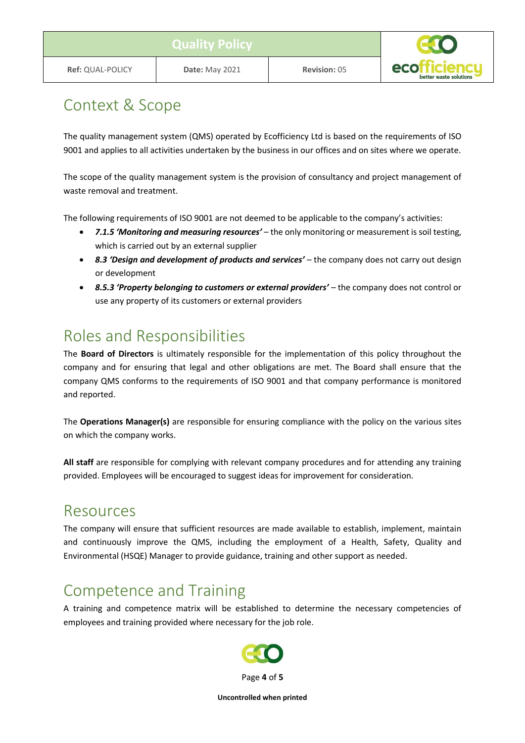## Context & Scope

The quality management system (QMS) operated by Ecofficiency Ltd is based on the requirements of ISO 9001 and applies to all activities undertaken by the business in our offices and on sites where we operate.

The scope of the quality management system is the provision of consultancy and project management of waste removal and treatment.

The following requirements of ISO 9001 are not deemed to be applicable to the company's activities:

- ***7.1.5 'Monitoring and measuring resources'*** – the only monitoring or measurement is soil testing, which is carried out by an external supplier
- ***8.3 'Design and development of products and services'*** – the company does not carry out design or development
- ***8.5.3 'Property belonging to customers or external providers'*** – the company does not control or use any property of its customers or external providers

## Roles and Responsibilities

The **Board of Directors** is ultimately responsible for the implementation of this policy throughout the company and for ensuring that legal and other obligations are met. The Board shall ensure that the company QMS conforms to the requirements of ISO 9001 and that company performance is monitored and reported.

The **Operations Manager(s)** are responsible for ensuring compliance with the policy on the various sites on which the company works.

**All staff** are responsible for complying with relevant company procedures and for attending any training provided. Employees will be encouraged to suggest ideas for improvement for consideration.

## Resources

The company will ensure that sufficient resources are made available to establish, implement, maintain and continuously improve the QMS, including the employment of a Health, Safety, Quality and Environmental (HSQE) Manager to provide guidance, training and other support as needed.

## Competence and Training

A training and competence matrix will be established to determine the necessary competencies of employees and training provided where necessary for the job role.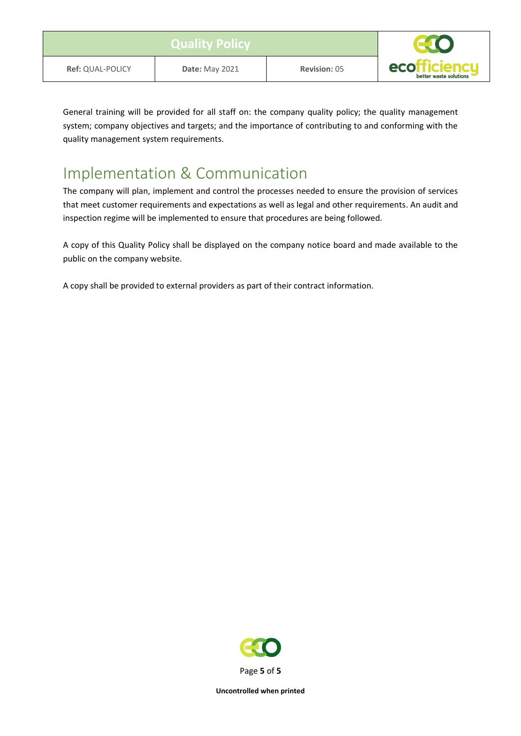General training will be provided for all staff on: the company quality policy; the quality management system; company objectives and targets; and the importance of contributing to and conforming with the quality management system requirements.

## Implementation & Communication

The company will plan, implement and control the processes needed to ensure the provision of services that meet customer requirements and expectations as well as legal and other requirements. An audit and inspection regime will be implemented to ensure that procedures are being followed.

A copy of this Quality Policy shall be displayed on the company notice board and made available to the public on the company website.

A copy shall be provided to external providers as part of their contract information.